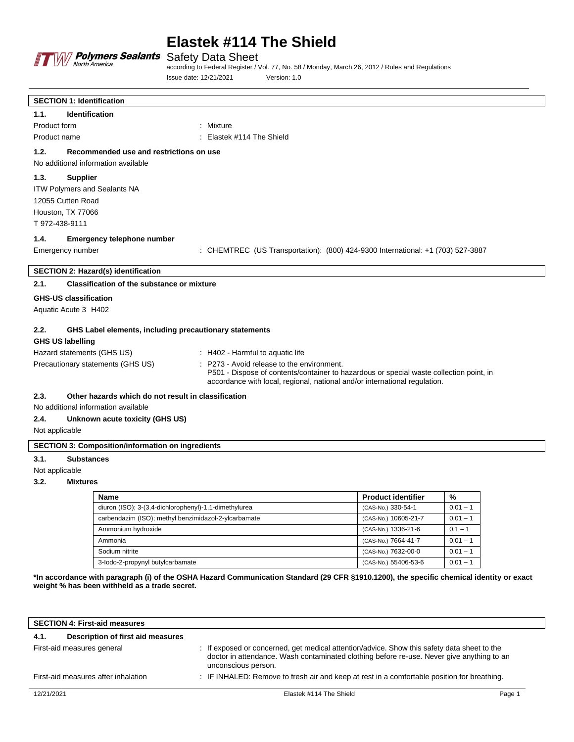# Elastek #114 The Shield

ITW Polymers Sealants North America

## Safety Data Sheet

according to Federal Register / Vol. 77, No. 58 / Monday, March 26, 2012 / Rules and Regulations

Issue date: 12/21/2021 Version: 1.0

## SECTION 1: Identification

### 1.1. Identification

Product form : Mixture

Product name : Elastek #114 The Shield

### 1.2. Recommended use and restrictions on use

No additional information available

### 1.3. Supplier

ITW Polymers and Sealants NA
12055 Cutten Road
Houston, TX 77066
T 972-438-9111

### 1.4. Emergency telephone number

Emergency number : CHEMTREC (US Transportation): (800) 424-9300 International: +1 (703) 527-3887

## SECTION 2: Hazard(s) identification

### 2.1. Classification of the substance or mixture

**GHS-US classification**

Aquatic Acute 3 H402

### 2.2. GHS Label elements, including precautionary statements

**GHS US labelling**

Hazard statements (GHS US) : H402 - Harmful to aquatic life

Precautionary statements (GHS US) : P273 - Avoid release to the environment.
P501 - Dispose of contents/container to hazardous or special waste collection point, in accordance with local, regional, national and/or international regulation.

### 2.3. Other hazards which do not result in classification

No additional information available

### 2.4. Unknown acute toxicity (GHS US)

Not applicable

## SECTION 3: Composition/information on ingredients

### 3.1. Substances

Not applicable

### 3.2. Mixtures

| Name | Product identifier | % |
|---|---|---|
| diuron (ISO); 3-(3,4-dichlorophenyl)-1,1-dimethylurea | (CAS-No.) 330-54-1 | 0.01 – 1 |
| carbendazim (ISO); methyl benzimidazol-2-ylcarbamate | (CAS-No.) 10605-21-7 | 0.01 – 1 |
| Ammonium hydroxide | (CAS-No.) 1336-21-6 | 0.1 – 1 |
| Ammonia | (CAS-No.) 7664-41-7 | 0.01 – 1 |
| Sodium nitrite | (CAS-No.) 7632-00-0 | 0.01 – 1 |
| 3-Iodo-2-propynyl butylcarbamate | (CAS-No.) 55406-53-6 | 0.01 – 1 |

**\*In accordance with paragraph (i) of the OSHA Hazard Communication Standard (29 CFR §1910.1200), the specific chemical identity or exact weight % has been withheld as a trade secret.**

## SECTION 4: First-aid measures

### 4.1. Description of first aid measures

First-aid measures general : If exposed or concerned, get medical attention/advice. Show this safety data sheet to the doctor in attendance. Wash contaminated clothing before re-use. Never give anything to an unconscious person.

First-aid measures after inhalation : IF INHALED: Remove to fresh air and keep at rest in a comfortable position for breathing.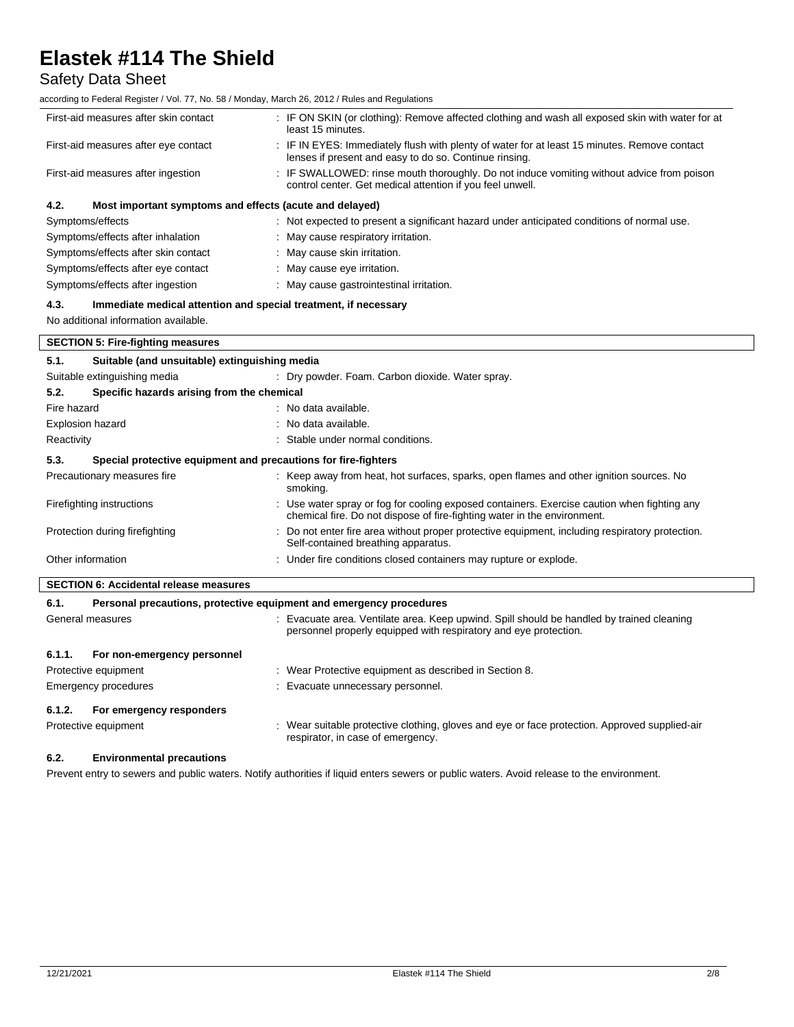| | |
|---|---|
| First-aid measures after skin contact | : IF ON SKIN (or clothing): Remove affected clothing and wash all exposed skin with water for at least 15 minutes. |
| First-aid measures after eye contact | : IF IN EYES: Immediately flush with plenty of water for at least 15 minutes. Remove contact lenses if present and easy to do so. Continue rinsing. |
| First-aid measures after ingestion | : IF SWALLOWED: rinse mouth thoroughly. Do not induce vomiting without advice from poison control center. Get medical attention if you feel unwell. |

### 4.2. Most important symptoms and effects (acute and delayed)

| | |
|---|---|
| Symptoms/effects | : Not expected to present a significant hazard under anticipated conditions of normal use. |
| Symptoms/effects after inhalation | : May cause respiratory irritation. |
| Symptoms/effects after skin contact | : May cause skin irritation. |
| Symptoms/effects after eye contact | : May cause eye irritation. |
| Symptoms/effects after ingestion | : May cause gastrointestinal irritation. |

### 4.3. Immediate medical attention and special treatment, if necessary

No additional information available.

## SECTION 5: Fire-fighting measures

### 5.1. Suitable (and unsuitable) extinguishing media

| | |
|---|---|
| Suitable extinguishing media | : Dry powder. Foam. Carbon dioxide. Water spray. |

### 5.2. Specific hazards arising from the chemical

| | |
|---|---|
| Fire hazard | : No data available. |
| Explosion hazard | : No data available. |
| Reactivity | : Stable under normal conditions. |

### 5.3. Special protective equipment and precautions for fire-fighters

| | |
|---|---|
| Precautionary measures fire | : Keep away from heat, hot surfaces, sparks, open flames and other ignition sources. No smoking. |
| Firefighting instructions | : Use water spray or fog for cooling exposed containers. Exercise caution when fighting any chemical fire. Do not dispose of fire-fighting water in the environment. |
| Protection during firefighting | : Do not enter fire area without proper protective equipment, including respiratory protection. Self-contained breathing apparatus. |
| Other information | : Under fire conditions closed containers may rupture or explode. |

## SECTION 6: Accidental release measures

### 6.1. Personal precautions, protective equipment and emergency procedures

| | |
|---|---|
| General measures | : Evacuate area. Ventilate area. Keep upwind. Spill should be handled by trained cleaning personnel properly equipped with respiratory and eye protection. |

#### 6.1.1. For non-emergency personnel

| | |
|---|---|
| Protective equipment | : Wear Protective equipment as described in Section 8. |
| Emergency procedures | : Evacuate unnecessary personnel. |

#### 6.1.2. For emergency responders

| | |
|---|---|
| Protective equipment | : Wear suitable protective clothing, gloves and eye or face protection. Approved supplied-air respirator, in case of emergency. |

### 6.2. Environmental precautions

Prevent entry to sewers and public waters. Notify authorities if liquid enters sewers or public waters. Avoid release to the environment.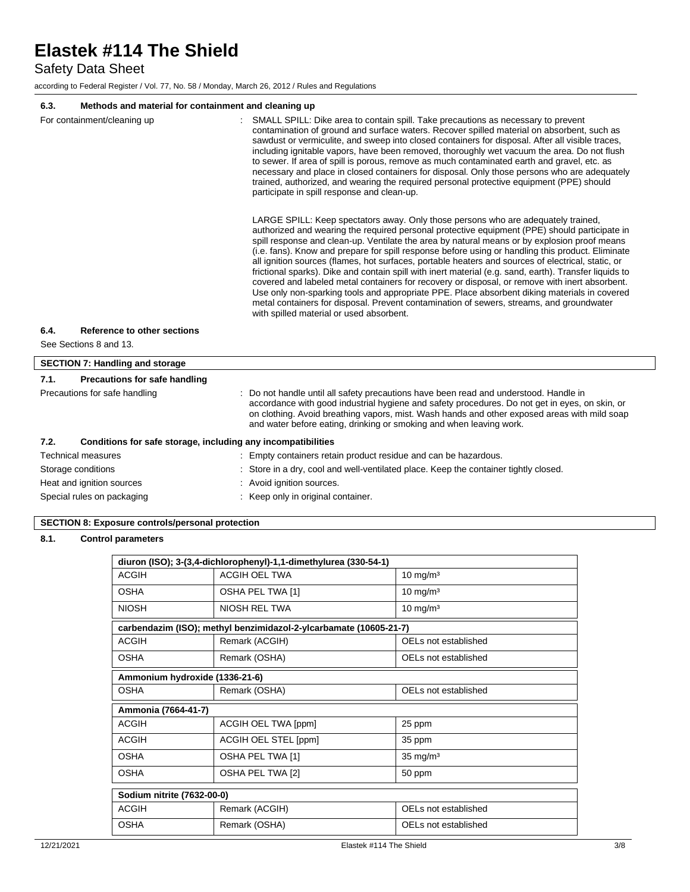### 6.3. Methods and material for containment and cleaning up

For containment/cleaning up : SMALL SPILL: Dike area to contain spill. Take precautions as necessary to prevent contamination of ground and surface waters. Recover spilled material on absorbent, such as sawdust or vermiculite, and sweep into closed containers for disposal. After all visible traces, including ignitable vapors, have been removed, thoroughly wet vacuum the area. Do not flush to sewer. If area of spill is porous, remove as much contaminated earth and gravel, etc. as necessary and place in closed containers for disposal. Only those persons who are adequately trained, authorized, and wearing the required personal protective equipment (PPE) should participate in spill response and clean-up.

LARGE SPILL: Keep spectators away. Only those persons who are adequately trained, authorized and wearing the required personal protective equipment (PPE) should participate in spill response and clean-up. Ventilate the area by natural means or by explosion proof means (i.e. fans). Know and prepare for spill response before using or handling this product. Eliminate all ignition sources (flames, hot surfaces, portable heaters and sources of electrical, static, or frictional sparks). Dike and contain spill with inert material (e.g. sand, earth). Transfer liquids to covered and labeled metal containers for recovery or disposal, or remove with inert absorbent. Use only non-sparking tools and appropriate PPE. Place absorbent diking materials in covered metal containers for disposal. Prevent contamination of sewers, streams, and groundwater with spilled material or used absorbent.

### 6.4. Reference to other sections

See Sections 8 and 13.

## SECTION 7: Handling and storage

### 7.1. Precautions for safe handling

Precautions for safe handling : Do not handle until all safety precautions have been read and understood. Handle in accordance with good industrial hygiene and safety procedures. Do not get in eyes, on skin, or on clothing. Avoid breathing vapors, mist. Wash hands and other exposed areas with mild soap and water before eating, drinking or smoking and when leaving work.

### 7.2. Conditions for safe storage, including any incompatibilities

Technical measures : Empty containers retain product residue and can be hazardous.

Storage conditions : Store in a dry, cool and well-ventilated place. Keep the container tightly closed.

Heat and ignition sources : Avoid ignition sources.

Special rules on packaging : Keep only in original container.

## SECTION 8: Exposure controls/personal protection

### 8.1. Control parameters

| diuron (ISO); 3-(3,4-dichlorophenyl)-1,1-dimethylurea (330-54-1) | | |
|---|---|---|
| ACGIH | ACGIH OEL TWA | 10 mg/m³ |
| OSHA | OSHA PEL TWA [1] | 10 mg/m³ |
| NIOSH | NIOSH REL TWA | 10 mg/m³ |

| carbendazim (ISO); methyl benzimidazol-2-ylcarbamate (10605-21-7) | | |
|---|---|---|
| ACGIH | Remark (ACGIH) | OELs not established |
| OSHA | Remark (OSHA) | OELs not established |

| Ammonium hydroxide (1336-21-6) | | |
|---|---|---|
| OSHA | Remark (OSHA) | OELs not established |

| Ammonia (7664-41-7) | | |
|---|---|---|
| ACGIH | ACGIH OEL TWA [ppm] | 25 ppm |
| ACGIH | ACGIH OEL STEL [ppm] | 35 ppm |
| OSHA | OSHA PEL TWA [1] | 35 mg/m³ |
| OSHA | OSHA PEL TWA [2] | 50 ppm |

| Sodium nitrite (7632-00-0) | | |
|---|---|---|
| ACGIH | Remark (ACGIH) | OELs not established |
| OSHA | Remark (OSHA) | OELs not established |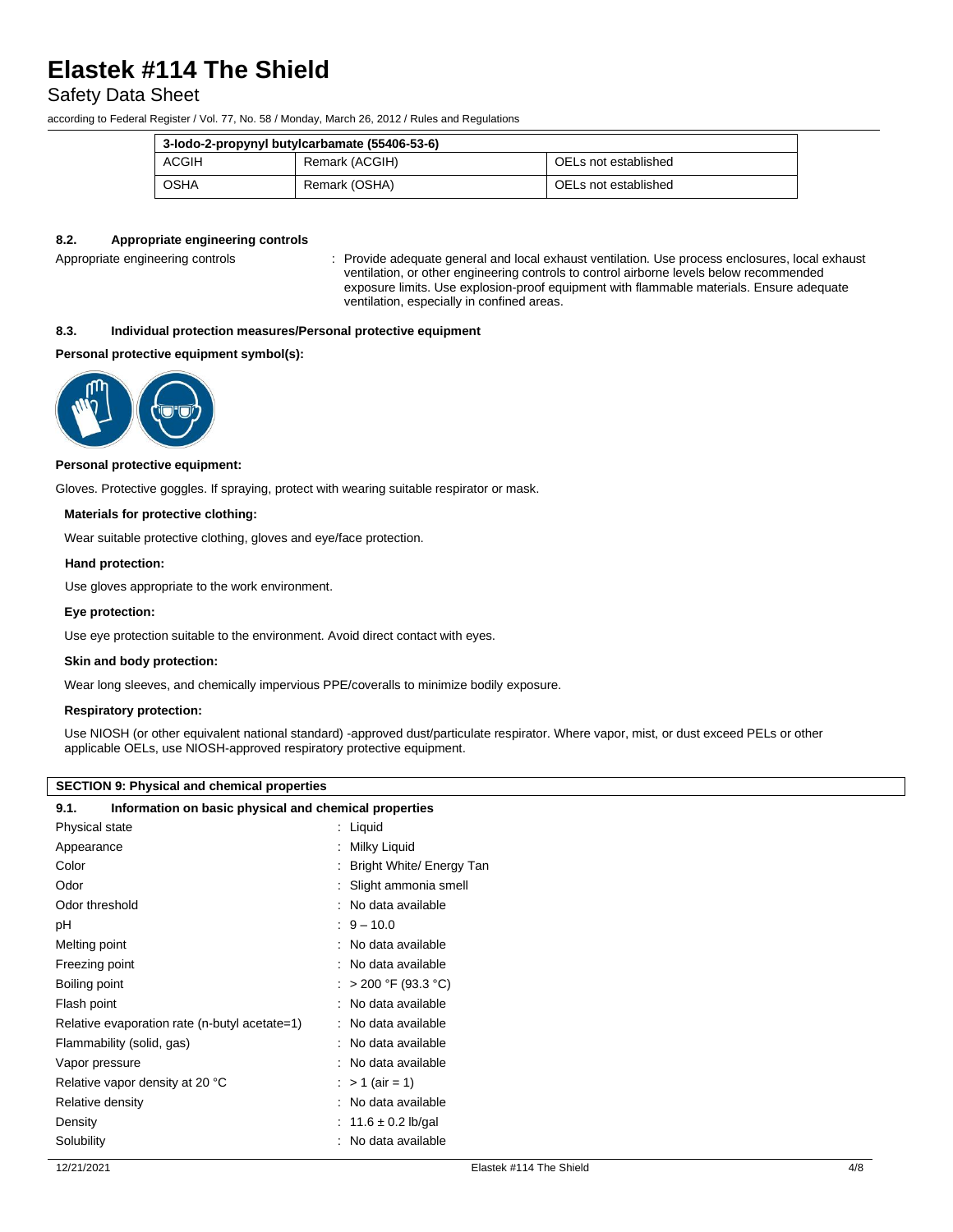| 3-Iodo-2-propynyl butylcarbamate (55406-53-6) | | |
|---|---|---|
| ACGIH | Remark (ACGIH) | OELs not established |
| OSHA | Remark (OSHA) | OELs not established |

### 8.2. Appropriate engineering controls

Appropriate engineering controls : Provide adequate general and local exhaust ventilation. Use process enclosures, local exhaust ventilation, or other engineering controls to control airborne levels below recommended exposure limits. Use explosion-proof equipment with flammable materials. Ensure adequate ventilation, especially in confined areas.

### 8.3. Individual protection measures/Personal protective equipment

**Personal protective equipment symbol(s):**

**Personal protective equipment:**

Gloves. Protective goggles. If spraying, protect with wearing suitable respirator or mask.

**Materials for protective clothing:**

Wear suitable protective clothing, gloves and eye/face protection.

**Hand protection:**

Use gloves appropriate to the work environment.

**Eye protection:**

Use eye protection suitable to the environment. Avoid direct contact with eyes.

**Skin and body protection:**

Wear long sleeves, and chemically impervious PPE/coveralls to minimize bodily exposure.

**Respiratory protection:**

Use NIOSH (or other equivalent national standard) -approved dust/particulate respirator. Where vapor, mist, or dust exceed PELs or other applicable OELs, use NIOSH-approved respiratory protective equipment.

## SECTION 9: Physical and chemical properties

### 9.1. Information on basic physical and chemical properties

| | |
|---|---|
| Physical state | : Liquid |
| Appearance | : Milky Liquid |
| Color | : Bright White/ Energy Tan |
| Odor | : Slight ammonia smell |
| Odor threshold | : No data available |
| pH | : 9 – 10.0 |
| Melting point | : No data available |
| Freezing point | : No data available |
| Boiling point | : > 200 °F (93.3 °C) |
| Flash point | : No data available |
| Relative evaporation rate (n-butyl acetate=1) | : No data available |
| Flammability (solid, gas) | : No data available |
| Vapor pressure | : No data available |
| Relative vapor density at 20 °C | : > 1 (air = 1) |
| Relative density | : No data available |
| Density | : 11.6 ± 0.2 lb/gal |
| Solubility | : No data available |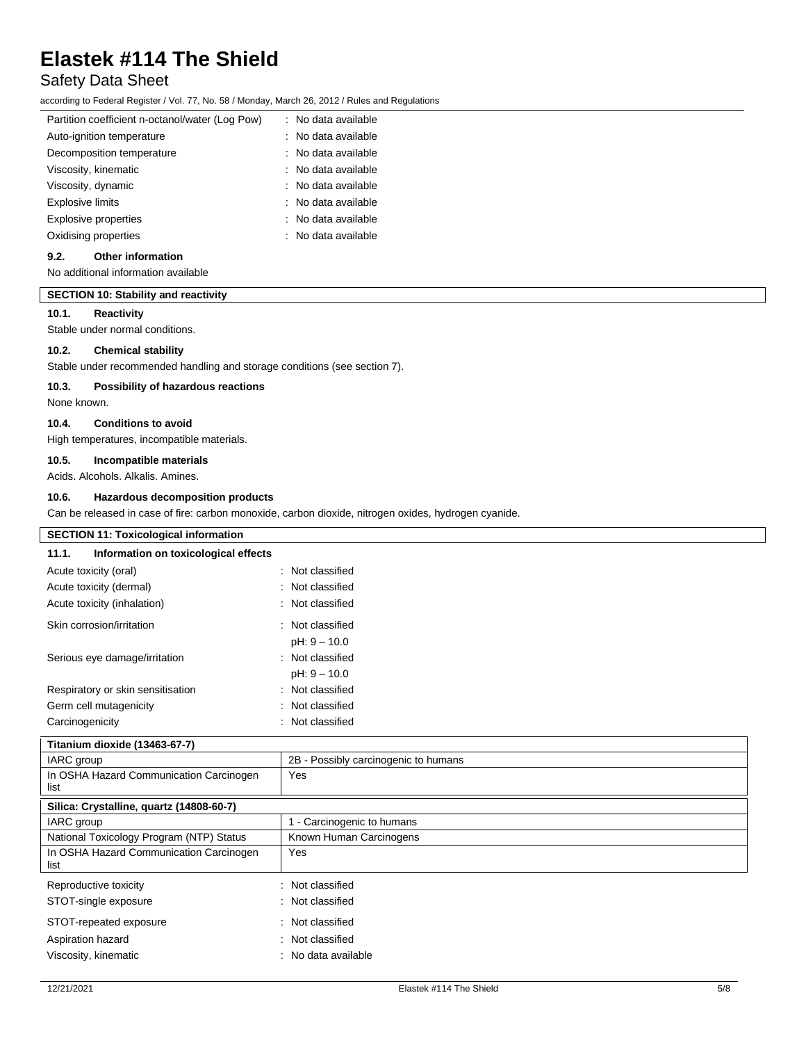| | |
|---|---|
| Partition coefficient n-octanol/water (Log Pow) | : No data available |
| Auto-ignition temperature | : No data available |
| Decomposition temperature | : No data available |
| Viscosity, kinematic | : No data available |
| Viscosity, dynamic | : No data available |
| Explosive limits | : No data available |
| Explosive properties | : No data available |
| Oxidising properties | : No data available |

### 9.2. Other information

No additional information available

## SECTION 10: Stability and reactivity

### 10.1. Reactivity

Stable under normal conditions.

### 10.2. Chemical stability

Stable under recommended handling and storage conditions (see section 7).

### 10.3. Possibility of hazardous reactions

None known.

### 10.4. Conditions to avoid

High temperatures, incompatible materials.

### 10.5. Incompatible materials

Acids. Alcohols. Alkalis. Amines.

### 10.6. Hazardous decomposition products

Can be released in case of fire: carbon monoxide, carbon dioxide, nitrogen oxides, hydrogen cyanide.

## SECTION 11: Toxicological information

### 11.1. Information on toxicological effects

| | |
|---|---|
| Acute toxicity (oral) | : Not classified |
| Acute toxicity (dermal) | : Not classified |
| Acute toxicity (inhalation) | : Not classified |
| Skin corrosion/irritation | : Not classified<br>pH: 9 – 10.0 |
| Serious eye damage/irritation | : Not classified<br>pH: 9 – 10.0 |
| Respiratory or skin sensitisation | : Not classified |
| Germ cell mutagenicity | : Not classified |
| Carcinogenicity | : Not classified |

| Titanium dioxide (13463-67-7) | |
|---|---|
| IARC group | 2B - Possibly carcinogenic to humans |
| In OSHA Hazard Communication Carcinogen list | Yes |

| Silica: Crystalline, quartz (14808-60-7) | |
|---|---|
| IARC group | 1 - Carcinogenic to humans |
| National Toxicology Program (NTP) Status | Known Human Carcinogens |
| In OSHA Hazard Communication Carcinogen list | Yes |

| | |
|---|---|
| Reproductive toxicity | : Not classified |
| STOT-single exposure | : Not classified |
| STOT-repeated exposure | : Not classified |
| Aspiration hazard | : Not classified |
| Viscosity, kinematic | : No data available |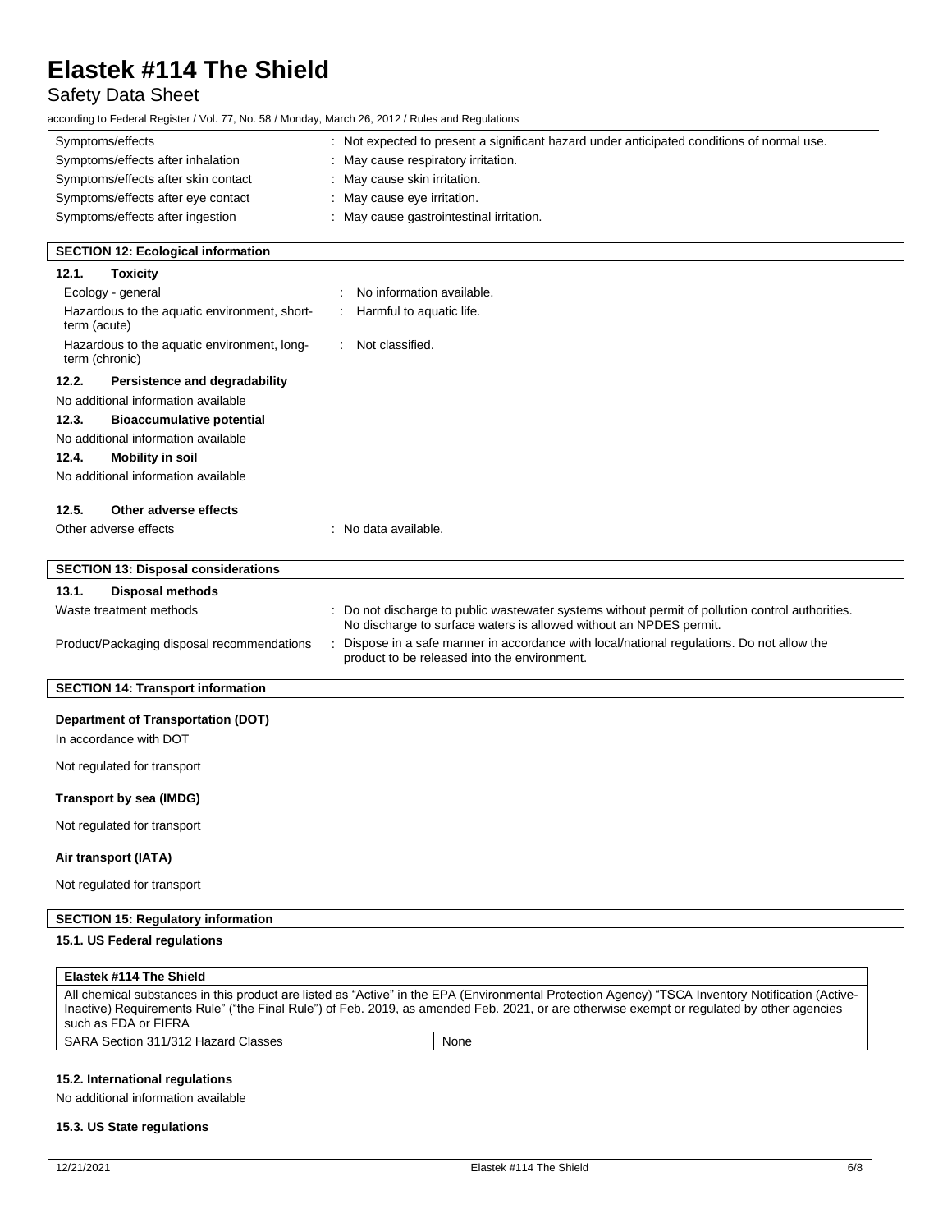| | |
|---|---|
| Symptoms/effects | : Not expected to present a significant hazard under anticipated conditions of normal use. |
| Symptoms/effects after inhalation | : May cause respiratory irritation. |
| Symptoms/effects after skin contact | : May cause skin irritation. |
| Symptoms/effects after eye contact | : May cause eye irritation. |
| Symptoms/effects after ingestion | : May cause gastrointestinal irritation. |

## SECTION 12: Ecological information

### 12.1. Toxicity

| | |
|---|---|
| Ecology - general | : No information available. |
| Hazardous to the aquatic environment, short-term (acute) | : Harmful to aquatic life. |
| Hazardous to the aquatic environment, long-term (chronic) | : Not classified. |

### 12.2. Persistence and degradability

No additional information available

### 12.3. Bioaccumulative potential

No additional information available

### 12.4. Mobility in soil

No additional information available

### 12.5. Other adverse effects

Other adverse effects : No data available.

## SECTION 13: Disposal considerations

### 13.1. Disposal methods

| | |
|---|---|
| Waste treatment methods | : Do not discharge to public wastewater systems without permit of pollution control authorities. No discharge to surface waters is allowed without an NPDES permit. |
| Product/Packaging disposal recommendations | : Dispose in a safe manner in accordance with local/national regulations. Do not allow the product to be released into the environment. |

## SECTION 14: Transport information

**Department of Transportation (DOT)**

In accordance with DOT

Not regulated for transport

**Transport by sea (IMDG)**

Not regulated for transport

**Air transport (IATA)**

Not regulated for transport

## SECTION 15: Regulatory information

### 15.1. US Federal regulations

| Elastek #114 The Shield | |
|---|---|
| All chemical substances in this product are listed as "Active" in the EPA (Environmental Protection Agency) "TSCA Inventory Notification (Active-Inactive) Requirements Rule" ("the Final Rule") of Feb. 2019, as amended Feb. 2021, or are otherwise exempt or regulated by other agencies such as FDA or FIFRA | |
| SARA Section 311/312 Hazard Classes | None |

### 15.2. International regulations

No additional information available

### 15.3. US State regulations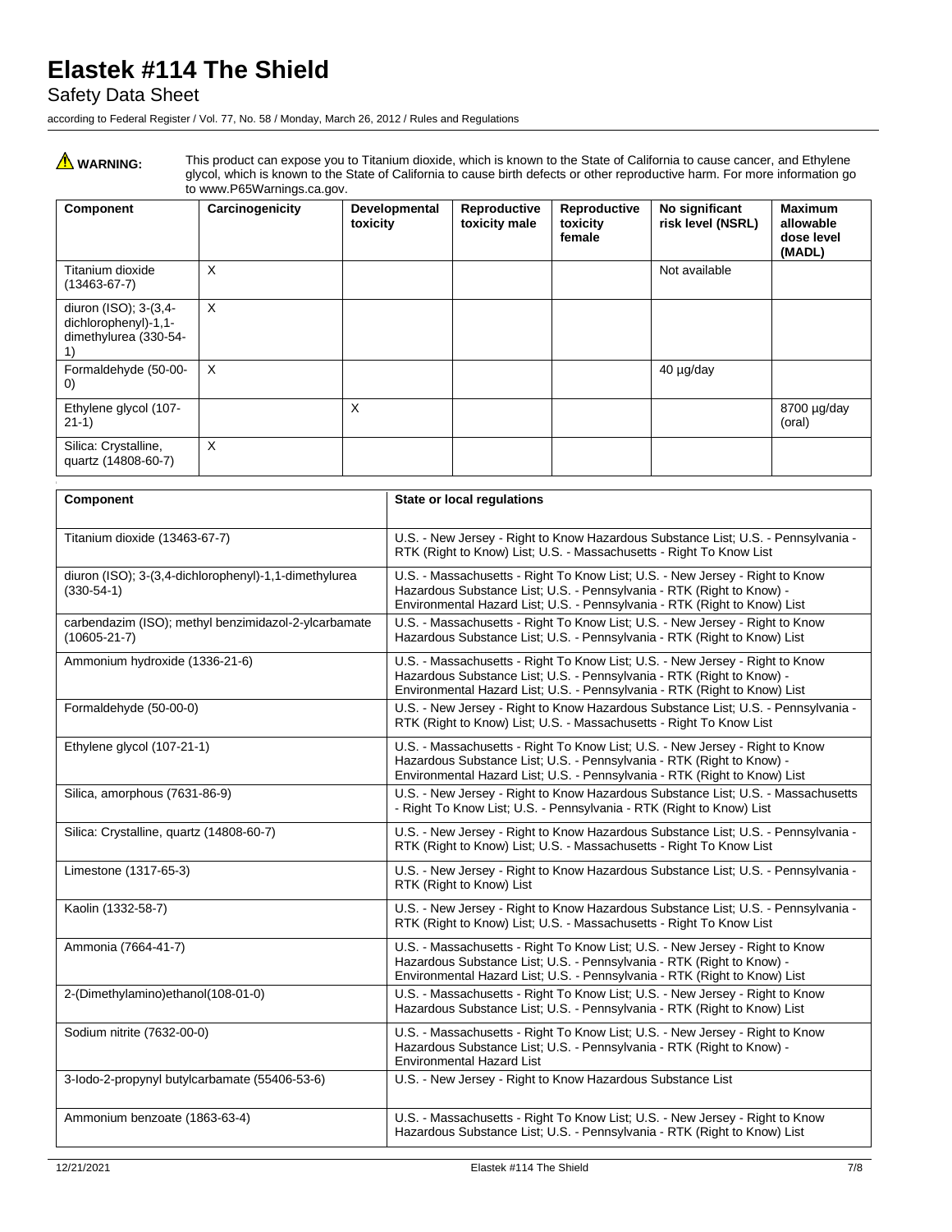⚠ **WARNING:** This product can expose you to Titanium dioxide, which is known to the State of California to cause cancer, and Ethylene glycol, which is known to the State of California to cause birth defects or other reproductive harm. For more information go to www.P65Warnings.ca.gov.

| Component | Carcinogenicity | Developmental toxicity | Reproductive toxicity male | Reproductive toxicity female | No significant risk level (NSRL) | Maximum allowable dose level (MADL) |
|---|---|---|---|---|---|---|
| Titanium dioxide (13463-67-7) | X | | | | Not available | |
| diuron (ISO); 3-(3,4-dichlorophenyl)-1,1-dimethylurea (330-54-1) | X | | | | | |
| Formaldehyde (50-00-0) | X | | | | 40 µg/day | |
| Ethylene glycol (107-21-1) | | X | | | | 8700 µg/day (oral) |
| Silica: Crystalline, quartz (14808-60-7) | X | | | | | |

| Component | State or local regulations |
|---|---|
| Titanium dioxide (13463-67-7) | U.S. - New Jersey - Right to Know Hazardous Substance List; U.S. - Pennsylvania - RTK (Right to Know) List; U.S. - Massachusetts - Right To Know List |
| diuron (ISO); 3-(3,4-dichlorophenyl)-1,1-dimethylurea (330-54-1) | U.S. - Massachusetts - Right To Know List; U.S. - New Jersey - Right to Know Hazardous Substance List; U.S. - Pennsylvania - RTK (Right to Know) - Environmental Hazard List; U.S. - Pennsylvania - RTK (Right to Know) List |
| carbendazim (ISO); methyl benzimidazol-2-ylcarbamate (10605-21-7) | U.S. - Massachusetts - Right To Know List; U.S. - New Jersey - Right to Know Hazardous Substance List; U.S. - Pennsylvania - RTK (Right to Know) List |
| Ammonium hydroxide (1336-21-6) | U.S. - Massachusetts - Right To Know List; U.S. - New Jersey - Right to Know Hazardous Substance List; U.S. - Pennsylvania - RTK (Right to Know) - Environmental Hazard List; U.S. - Pennsylvania - RTK (Right to Know) List |
| Formaldehyde (50-00-0) | U.S. - New Jersey - Right to Know Hazardous Substance List; U.S. - Pennsylvania - RTK (Right to Know) List; U.S. - Massachusetts - Right To Know List |
| Ethylene glycol (107-21-1) | U.S. - Massachusetts - Right To Know List; U.S. - New Jersey - Right to Know Hazardous Substance List; U.S. - Pennsylvania - RTK (Right to Know) - Environmental Hazard List; U.S. - Pennsylvania - RTK (Right to Know) List |
| Silica, amorphous (7631-86-9) | U.S. - New Jersey - Right to Know Hazardous Substance List; U.S. - Massachusetts - Right To Know List; U.S. - Pennsylvania - RTK (Right to Know) List |
| Silica: Crystalline, quartz (14808-60-7) | U.S. - New Jersey - Right to Know Hazardous Substance List; U.S. - Pennsylvania - RTK (Right to Know) List; U.S. - Massachusetts - Right To Know List |
| Limestone (1317-65-3) | U.S. - New Jersey - Right to Know Hazardous Substance List; U.S. - Pennsylvania - RTK (Right to Know) List |
| Kaolin (1332-58-7) | U.S. - New Jersey - Right to Know Hazardous Substance List; U.S. - Pennsylvania - RTK (Right to Know) List; U.S. - Massachusetts - Right To Know List |
| Ammonia (7664-41-7) | U.S. - Massachusetts - Right To Know List; U.S. - New Jersey - Right to Know Hazardous Substance List; U.S. - Pennsylvania - RTK (Right to Know) - Environmental Hazard List; U.S. - Pennsylvania - RTK (Right to Know) List |
| 2-(Dimethylamino)ethanol(108-01-0) | U.S. - Massachusetts - Right To Know List; U.S. - New Jersey - Right to Know Hazardous Substance List; U.S. - Pennsylvania - RTK (Right to Know) List |
| Sodium nitrite (7632-00-0) | U.S. - Massachusetts - Right To Know List; U.S. - New Jersey - Right to Know Hazardous Substance List; U.S. - Pennsylvania - RTK (Right to Know) - Environmental Hazard List |
| 3-Iodo-2-propynyl butylcarbamate (55406-53-6) | U.S. - New Jersey - Right to Know Hazardous Substance List |
| Ammonium benzoate (1863-63-4) | U.S. - Massachusetts - Right To Know List; U.S. - New Jersey - Right to Know Hazardous Substance List; U.S. - Pennsylvania - RTK (Right to Know) List |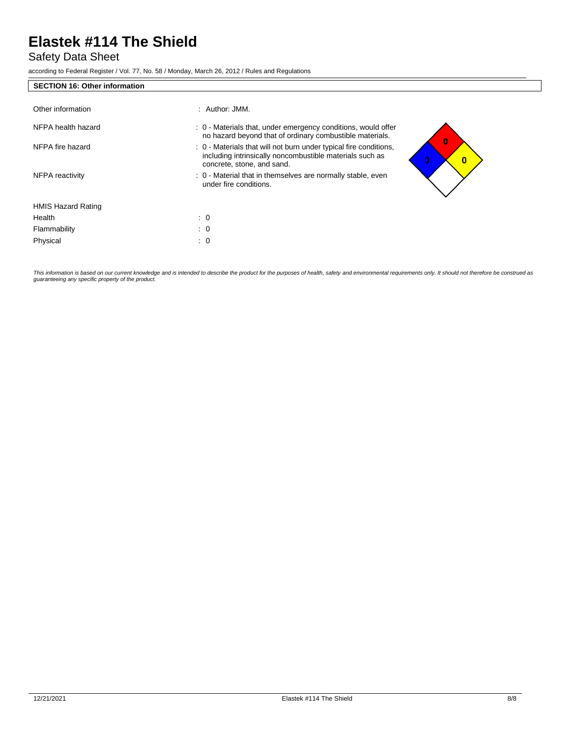# Elastek #114 The Shield

Safety Data Sheet

according to Federal Register / Vol. 77, No. 58 / Monday, March 26, 2012 / Rules and Regulations

## SECTION 16: Other information

| | |
|---|---|
| Other information | : Author: JMM. |
| NFPA health hazard | : 0 - Materials that, under emergency conditions, would offer no hazard beyond that of ordinary combustible materials. |
| NFPA fire hazard | : 0 - Materials that will not burn under typical fire conditions, including intrinsically noncombustible materials such as concrete, stone, and sand. |
| NFPA reactivity | : 0 - Material that in themselves are normally stable, even under fire conditions. |

0

0 0

| | |
|---|---|
| HMIS Hazard Rating | |
| Health | : 0 |
| Flammability | : 0 |
| Physical | : 0 |

*This information is based on our current knowledge and is intended to describe the product for the purposes of health, safety and environmental requirements only. It should not therefore be construed as guaranteeing any specific property of the product.*